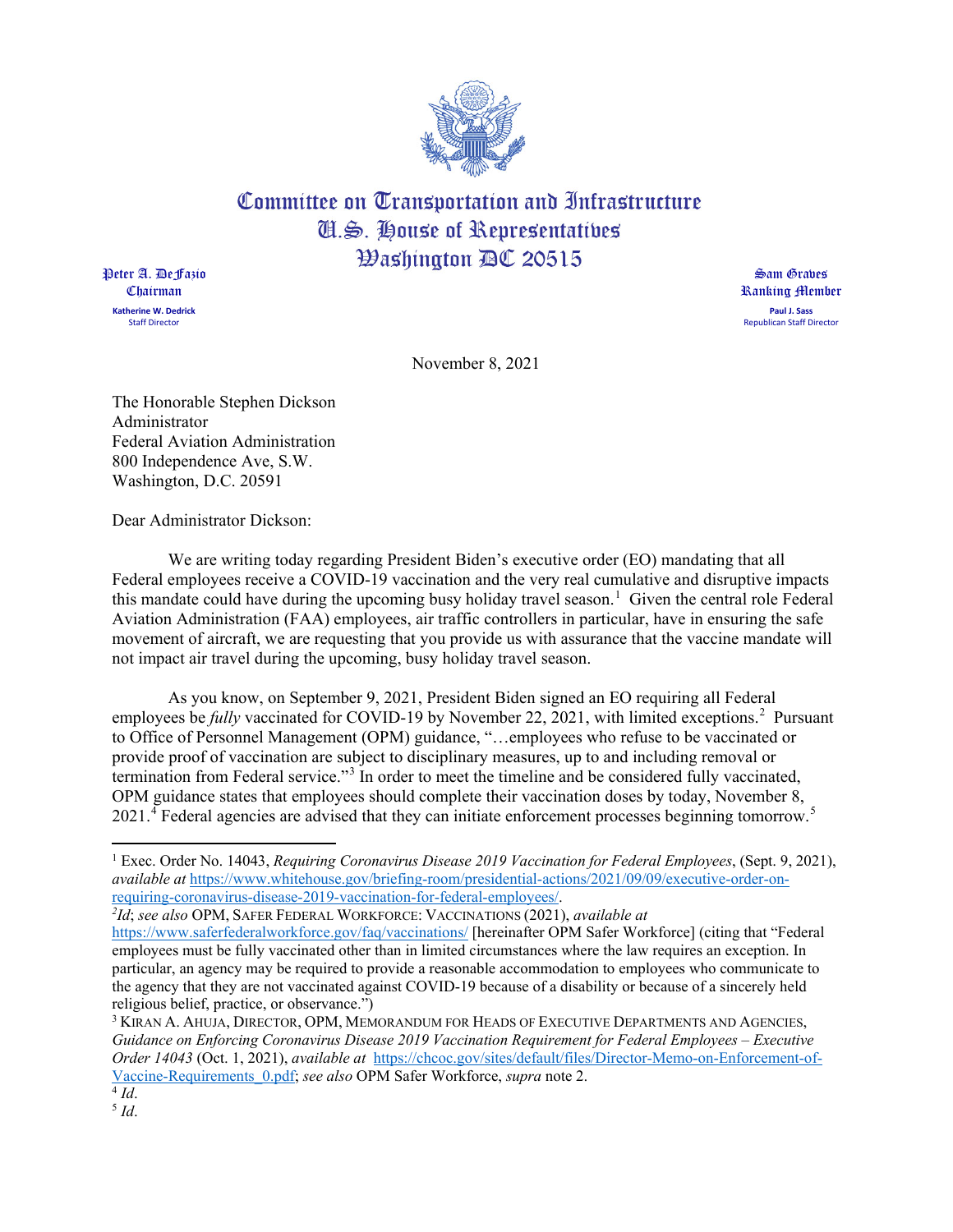# Committee on Transportation and Infrastructure
## U.S. House of Representatives
## Washington DC 20515

Peter A. DeFazio
Chairman
**Katherine W. Dedrick**
Staff Director

Sam Graves
Ranking Member
**Paul J. Sass**
Republican Staff Director

November 8, 2021

The Honorable Stephen Dickson
Administrator
Federal Aviation Administration
800 Independence Ave, S.W.
Washington, D.C. 20591

Dear Administrator Dickson:

We are writing today regarding President Biden's executive order (EO) mandating that all Federal employees receive a COVID-19 vaccination and the very real cumulative and disruptive impacts this mandate could have during the upcoming busy holiday travel season.[1] Given the central role Federal Aviation Administration (FAA) employees, air traffic controllers in particular, have in ensuring the safe movement of aircraft, we are requesting that you provide us with assurance that the vaccine mandate will not impact air travel during the upcoming, busy holiday travel season.

As you know, on September 9, 2021, President Biden signed an EO requiring all Federal employees be *fully* vaccinated for COVID-19 by November 22, 2021, with limited exceptions.[2] Pursuant to Office of Personnel Management (OPM) guidance, "…employees who refuse to be vaccinated or provide proof of vaccination are subject to disciplinary measures, up to and including removal or termination from Federal service."[3] In order to meet the timeline and be considered fully vaccinated, OPM guidance states that employees should complete their vaccination doses by today, November 8, 2021.[4] Federal agencies are advised that they can initiate enforcement processes beginning tomorrow.[5]

---

[1] Exec. Order No. 14043, *Requiring Coronavirus Disease 2019 Vaccination for Federal Employees*, (Sept. 9, 2021), *available at* https://www.whitehouse.gov/briefing-room/presidential-actions/2021/09/09/executive-order-on-requiring-coronavirus-disease-2019-vaccination-for-federal-employees/.

[2] *Id*; *see also* OPM, SAFER FEDERAL WORKFORCE: VACCINATIONS (2021), *available at* https://www.saferfederalworkforce.gov/faq/vaccinations/ [hereinafter OPM Safer Workforce] (citing that "Federal employees must be fully vaccinated other than in limited circumstances where the law requires an exception. In particular, an agency may be required to provide a reasonable accommodation to employees who communicate to the agency that they are not vaccinated against COVID-19 because of a disability or because of a sincerely held religious belief, practice, or observance.")

[3] KIRAN A. AHUJA, DIRECTOR, OPM, MEMORANDUM FOR HEADS OF EXECUTIVE DEPARTMENTS AND AGENCIES, *Guidance on Enforcing Coronavirus Disease 2019 Vaccination Requirement for Federal Employees – Executive Order 14043* (Oct. 1, 2021), *available at* https://chcoc.gov/sites/default/files/Director-Memo-on-Enforcement-of-Vaccine-Requirements_0.pdf; *see also* OPM Safer Workforce, *supra* note 2.

[4] *Id*.

[5] *Id*.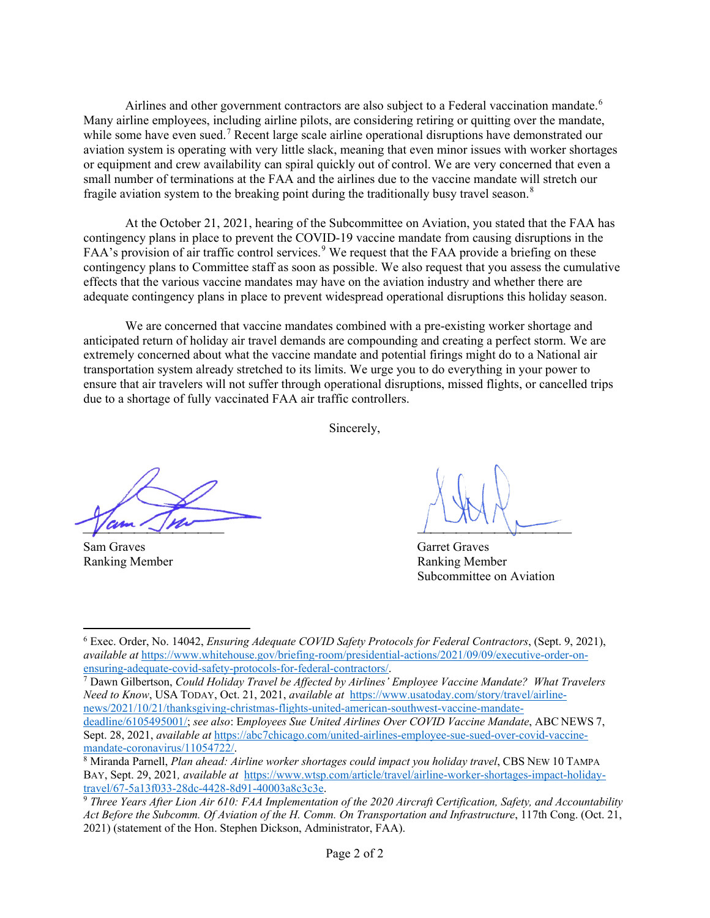Airlines and other government contractors are also subject to a Federal vaccination mandate.[6] Many airline employees, including airline pilots, are considering retiring or quitting over the mandate, while some have even sued.[7] Recent large scale airline operational disruptions have demonstrated our aviation system is operating with very little slack, meaning that even minor issues with worker shortages or equipment and crew availability can spiral quickly out of control. We are very concerned that even a small number of terminations at the FAA and the airlines due to the vaccine mandate will stretch our fragile aviation system to the breaking point during the traditionally busy travel season.[8]

At the October 21, 2021, hearing of the Subcommittee on Aviation, you stated that the FAA has contingency plans in place to prevent the COVID-19 vaccine mandate from causing disruptions in the FAA's provision of air traffic control services.[9] We request that the FAA provide a briefing on these contingency plans to Committee staff as soon as possible. We also request that you assess the cumulative effects that the various vaccine mandates may have on the aviation industry and whether there are adequate contingency plans in place to prevent widespread operational disruptions this holiday season.

We are concerned that vaccine mandates combined with a pre-existing worker shortage and anticipated return of holiday air travel demands are compounding and creating a perfect storm. We are extremely concerned about what the vaccine mandate and potential firings might do to a National air transportation system already stretched to its limits. We urge you to do everything in your power to ensure that air travelers will not suffer through operational disruptions, missed flights, or cancelled trips due to a shortage of fully vaccinated FAA air traffic controllers.

Sincerely,

Sam Graves
Ranking Member

Garret Graves
Ranking Member
Subcommittee on Aviation

---

[6] Exec. Order, No. 14042, *Ensuring Adequate COVID Safety Protocols for Federal Contractors*, (Sept. 9, 2021), *available at* https://www.whitehouse.gov/briefing-room/presidential-actions/2021/09/09/executive-order-on-ensuring-adequate-covid-safety-protocols-for-federal-contractors/.

[7] Dawn Gilbertson, *Could Holiday Travel be Affected by Airlines' Employee Vaccine Mandate? What Travelers Need to Know*, USA TODAY, Oct. 21, 2021, *available at* https://www.usatoday.com/story/travel/airline-news/2021/10/21/thanksgiving-christmas-flights-united-american-southwest-vaccine-mandate-deadline/6105495001/; *see also*: *Employees Sue United Airlines Over COVID Vaccine Mandate*, ABC NEWS 7, Sept. 28, 2021, *available at* https://abc7chicago.com/united-airlines-employee-sue-sued-over-covid-vaccine-mandate-coronavirus/11054722/.

[8] Miranda Parnell, *Plan ahead: Airline worker shortages could impact you holiday travel*, CBS NEW 10 TAMPA BAY, Sept. 29, 2021*, available at* https://www.wtsp.com/article/travel/airline-worker-shortages-impact-holiday-travel/67-5a13f033-28dc-4428-8d91-40003a8c3c3e.

[9] *Three Years After Lion Air 610: FAA Implementation of the 2020 Aircraft Certification, Safety, and Accountability Act Before the Subcomm. Of Aviation of the H. Comm. On Transportation and Infrastructure*, 117th Cong. (Oct. 21, 2021) (statement of the Hon. Stephen Dickson, Administrator, FAA).